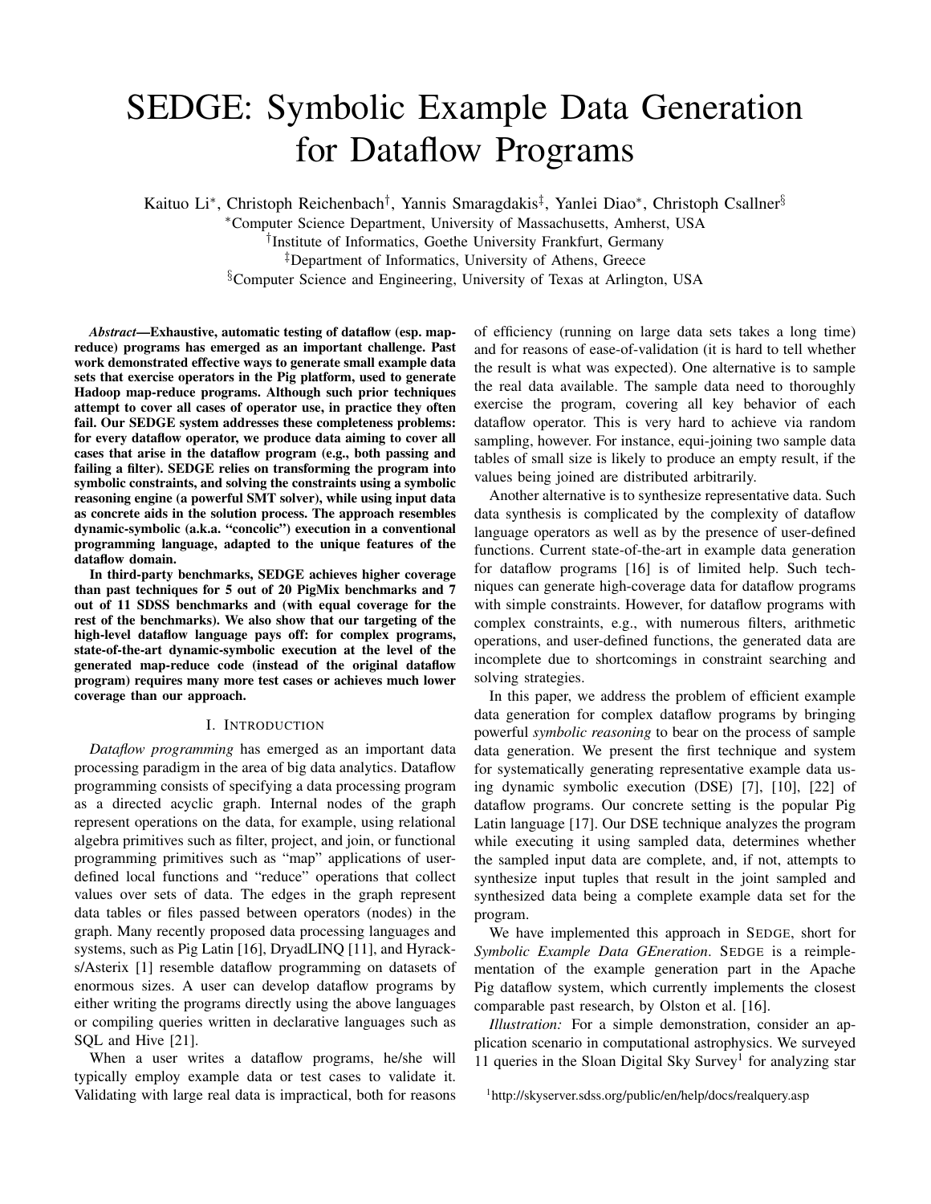# SEDGE: Symbolic Example Data Generation for Dataflow Programs

Kaituo Li[*], Christoph Reichenbach[†], Yannis Smaragdakis[‡], Yanlei Diao[*], Christoph Csallner[§]

[*]Computer Science Department, University of Massachusetts, Amherst, USA

[†]Institute of Informatics, Goethe University Frankfurt, Germany

[‡]Department of Informatics, University of Athens, Greece

[§]Computer Science and Engineering, University of Texas at Arlington, USA

***Abstract*—Exhaustive, automatic testing of dataflow (esp. map-reduce) programs has emerged as an important challenge. Past work demonstrated effective ways to generate small example data sets that exercise operators in the Pig platform, used to generate Hadoop map-reduce programs. Although such prior techniques attempt to cover all cases of operator use, in practice they often fail. Our SEDGE system addresses these completeness problems: for every dataflow operator, we produce data aiming to cover all cases that arise in the dataflow program (e.g., both passing and failing a filter). SEDGE relies on transforming the program into symbolic constraints, and solving the constraints using a symbolic reasoning engine (a powerful SMT solver), while using input data as concrete aids in the solution process. The approach resembles dynamic-symbolic (a.k.a. "concolic") execution in a conventional programming language, adapted to the unique features of the dataflow domain.**

**In third-party benchmarks, SEDGE achieves higher coverage than past techniques for 5 out of 20 PigMix benchmarks and 7 out of 11 SDSS benchmarks and (with equal coverage for the rest of the benchmarks). We also show that our targeting of the high-level dataflow language pays off: for complex programs, state-of-the-art dynamic-symbolic execution at the level of the generated map-reduce code (instead of the original dataflow program) requires many more test cases or achieves much lower coverage than our approach.**

## I. Introduction

*Dataflow programming* has emerged as an important data processing paradigm in the area of big data analytics. Dataflow programming consists of specifying a data processing program as a directed acyclic graph. Internal nodes of the graph represent operations on the data, for example, using relational algebra primitives such as filter, project, and join, or functional programming primitives such as "map" applications of user-defined local functions and "reduce" operations that collect values over sets of data. The edges in the graph represent data tables or files passed between operators (nodes) in the graph. Many recently proposed data processing languages and systems, such as Pig Latin [16], DryadLINQ [11], and Hyracks/Asterix [1] resemble dataflow programming on datasets of enormous sizes. A user can develop dataflow programs by either writing the programs directly using the above languages or compiling queries written in declarative languages such as SQL and Hive [21].

When a user writes a dataflow programs, he/she will typically employ example data or test cases to validate it. Validating with large real data is impractical, both for reasons of efficiency (running on large data sets takes a long time) and for reasons of ease-of-validation (it is hard to tell whether the result is what was expected). One alternative is to sample the real data available. The sample data need to thoroughly exercise the program, covering all key behavior of each dataflow operator. This is very hard to achieve via random sampling, however. For instance, equi-joining two sample data tables of small size is likely to produce an empty result, if the values being joined are distributed arbitrarily.

Another alternative is to synthesize representative data. Such data synthesis is complicated by the complexity of dataflow language operators as well as by the presence of user-defined functions. Current state-of-the-art in example data generation for dataflow programs [16] is of limited help. Such techniques can generate high-coverage data for dataflow programs with simple constraints. However, for dataflow programs with complex constraints, e.g., with numerous filters, arithmetic operations, and user-defined functions, the generated data are incomplete due to shortcomings in constraint searching and solving strategies.

In this paper, we address the problem of efficient example data generation for complex dataflow programs by bringing powerful *symbolic reasoning* to bear on the process of sample data generation. We present the first technique and system for systematically generating representative example data using dynamic symbolic execution (DSE) [7], [10], [22] of dataflow programs. Our concrete setting is the popular Pig Latin language [17]. Our DSE technique analyzes the program while executing it using sampled data, determines whether the sampled input data are complete, and, if not, attempts to synthesize input tuples that result in the joint sampled and synthesized data being a complete example data set for the program.

We have implemented this approach in SEDGE, short for *Symbolic Example Data GEneration*. SEDGE is a reimplementation of the example generation part in the Apache Pig dataflow system, which currently implements the closest comparable past research, by Olston et al. [16].

*Illustration:* For a simple demonstration, consider an application scenario in computational astrophysics. We surveyed 11 queries in the Sloan Digital Sky Survey[1] for analyzing star

[1]http://skyserver.sdss.org/public/en/help/docs/realquery.asp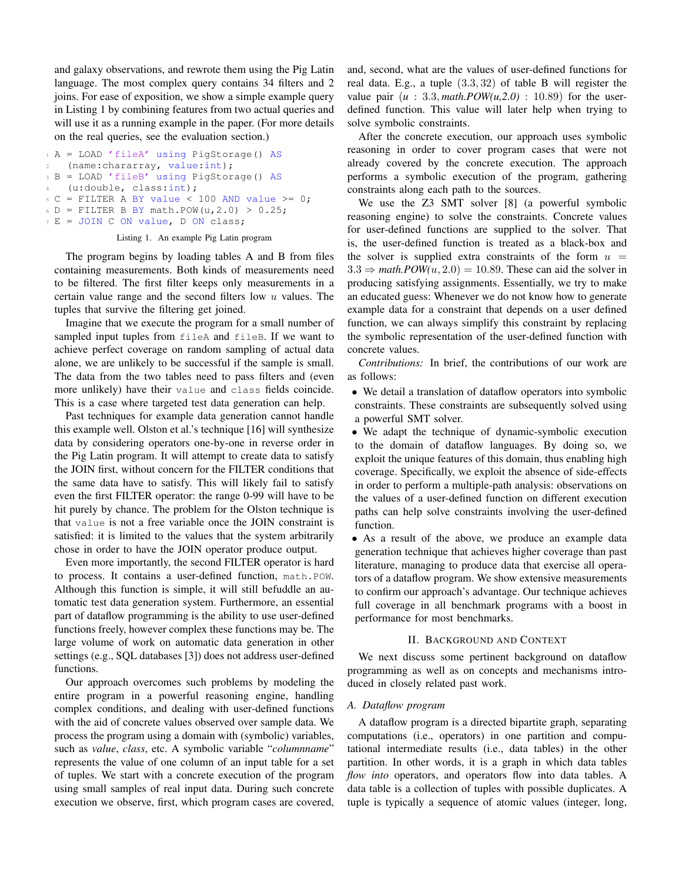and galaxy observations, and rewrote them using the Pig Latin language. The most complex query contains 34 filters and 2 joins. For ease of exposition, we show a simple example query in Listing 1 by combining features from two actual queries and will use it as a running example in the paper. (For more details on the real queries, see the evaluation section.)

```
A = LOAD 'fileA' using PigStorage() AS
  (name:chararray, value:int);
B = LOAD 'fileB' using PigStorage() AS
  (u:double, class:int);
C = FILTER A BY value < 100 AND value >= 0;
D = FILTER B BY math.POW(u,2.0) > 0.25;
E = JOIN C ON value, D ON class;
```

Listing 1. An example Pig Latin program

The program begins by loading tables A and B from files containing measurements. Both kinds of measurements need to be filtered. The first filter keeps only measurements in a certain value range and the second filters low $u$ values. The tuples that survive the filtering get joined.

Imagine that we execute the program for a small number of sampled input tuples from `fileA` and `fileB`. If we want to achieve perfect coverage on random sampling of actual data alone, we are unlikely to be successful if the sample is small. The data from the two tables need to pass filters and (even more unlikely) have their `value` and `class` fields coincide. This is a case where targeted test data generation can help.

Past techniques for example data generation cannot handle this example well. Olston et al.'s technique [16] will synthesize data by considering operators one-by-one in reverse order in the Pig Latin program. It will attempt to create data to satisfy the JOIN first, without concern for the FILTER conditions that the same data have to satisfy. This will likely fail to satisfy even the first FILTER operator: the range 0-99 will have to be hit purely by chance. The problem for the Olston technique is that `value` is not a free variable once the JOIN constraint is satisfied: it is limited to the values that the system arbitrarily chose in order to have the JOIN operator produce output.

Even more importantly, the second FILTER operator is hard to process. It contains a user-defined function, `math.POW`. Although this function is simple, it will still befuddle an automatic test data generation system. Furthermore, an essential part of dataflow programming is the ability to use user-defined functions freely, however complex these functions may be. The large volume of work on automatic data generation in other settings (e.g., SQL databases [3]) does not address user-defined functions.

Our approach overcomes such problems by modeling the entire program in a powerful reasoning engine, handling complex conditions, and dealing with user-defined functions with the aid of concrete values observed over sample data. We process the program using a domain with (symbolic) variables, such as *value*, *class*, etc. A symbolic variable "*columnname*" represents the value of one column of an input table for a set of tuples. We start with a concrete execution of the program using small samples of real input data. During such concrete execution we observe, first, which program cases are covered, and, second, what are the values of user-defined functions for real data. E.g., a tuple $(3.3, 32)$ of table B will register the value pair ($u$ : $3.3$, *math.POW(u,2.0)* : $10.89$) for the user-defined function. This value will later help when trying to solve symbolic constraints.

After the concrete execution, our approach uses symbolic reasoning in order to cover program cases that were not already covered by the concrete execution. The approach performs a symbolic execution of the program, gathering constraints along each path to the sources.

We use the Z3 SMT solver [8] (a powerful symbolic reasoning engine) to solve the constraints. Concrete values for user-defined functions are supplied to the solver. That is, the user-defined function is treated as a black-box and the solver is supplied extra constraints of the form $u = 3.3 \Rightarrow \textit{math.POW}(u, 2.0) = 10.89$. These can aid the solver in producing satisfying assignments. Essentially, we try to make an educated guess: Whenever we do not know how to generate example data for a constraint that depends on a user defined function, we can always simplify this constraint by replacing the symbolic representation of the user-defined function with concrete values.

*Contributions:* In brief, the contributions of our work are as follows:

- We detail a translation of dataflow operators into symbolic constraints. These constraints are subsequently solved using a powerful SMT solver.
- We adapt the technique of dynamic-symbolic execution to the domain of dataflow languages. By doing so, we exploit the unique features of this domain, thus enabling high coverage. Specifically, we exploit the absence of side-effects in order to perform a multiple-path analysis: observations on the values of a user-defined function on different execution paths can help solve constraints involving the user-defined function.
- As a result of the above, we produce an example data generation technique that achieves higher coverage than past literature, managing to produce data that exercise all operators of a dataflow program. We show extensive measurements to confirm our approach's advantage. Our technique achieves full coverage in all benchmark programs with a boost in performance for most benchmarks.

## II. Background and Context

We next discuss some pertinent background on dataflow programming as well as on concepts and mechanisms introduced in closely related past work.

### A. Dataflow program

A dataflow program is a directed bipartite graph, separating computations (i.e., operators) in one partition and computational intermediate results (i.e., data tables) in the other partition. In other words, it is a graph in which data tables *flow into* operators, and operators flow into data tables. A data table is a collection of tuples with possible duplicates. A tuple is typically a sequence of atomic values (integer, long,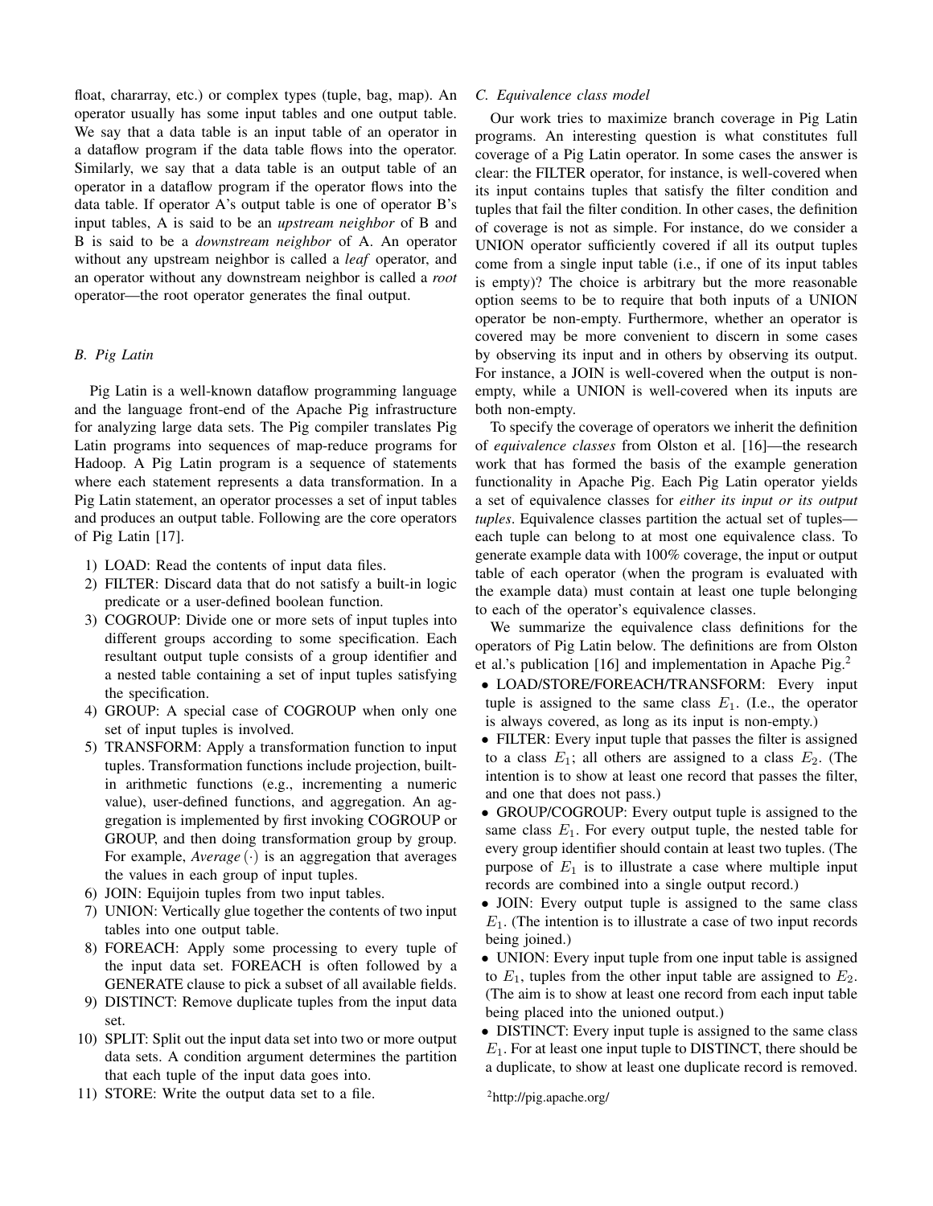float, chararray, etc.) or complex types (tuple, bag, map). An operator usually has some input tables and one output table. We say that a data table is an input table of an operator in a dataflow program if the data table flows into the operator. Similarly, we say that a data table is an output table of an operator in a dataflow program if the operator flows into the data table. If operator A's output table is one of operator B's input tables, A is said to be an *upstream neighbor* of B and B is said to be a *downstream neighbor* of A. An operator without any upstream neighbor is called a *leaf* operator, and an operator without any downstream neighbor is called a *root* operator—the root operator generates the final output.

### B. Pig Latin

Pig Latin is a well-known dataflow programming language and the language front-end of the Apache Pig infrastructure for analyzing large data sets. The Pig compiler translates Pig Latin programs into sequences of map-reduce programs for Hadoop. A Pig Latin program is a sequence of statements where each statement represents a data transformation. In a Pig Latin statement, an operator processes a set of input tables and produces an output table. Following are the core operators of Pig Latin [17].

1) LOAD: Read the contents of input data files.
2) FILTER: Discard data that do not satisfy a built-in logic predicate or a user-defined boolean function.
3) COGROUP: Divide one or more sets of input tuples into different groups according to some specification. Each resultant output tuple consists of a group identifier and a nested table containing a set of input tuples satisfying the specification.
4) GROUP: A special case of COGROUP when only one set of input tuples is involved.
5) TRANSFORM: Apply a transformation function to input tuples. Transformation functions include projection, built-in arithmetic functions (e.g., incrementing a numeric value), user-defined functions, and aggregation. An aggregation is implemented by first invoking COGROUP or GROUP, and then doing transformation group by group. For example, *Average* $(\cdot)$ is an aggregation that averages the values in each group of input tuples.
6) JOIN: Equijoin tuples from two input tables.
7) UNION: Vertically glue together the contents of two input tables into one output table.
8) FOREACH: Apply some processing to every tuple of the input data set. FOREACH is often followed by a GENERATE clause to pick a subset of all available fields.
9) DISTINCT: Remove duplicate tuples from the input data set.
10) SPLIT: Split out the input data set into two or more output data sets. A condition argument determines the partition that each tuple of the input data goes into.
11) STORE: Write the output data set to a file.

### C. Equivalence class model

Our work tries to maximize branch coverage in Pig Latin programs. An interesting question is what constitutes full coverage of a Pig Latin operator. In some cases the answer is clear: the FILTER operator, for instance, is well-covered when its input contains tuples that satisfy the filter condition and tuples that fail the filter condition. In other cases, the definition of coverage is not as simple. For instance, do we consider a UNION operator sufficiently covered if all its output tuples come from a single input table (i.e., if one of its input tables is empty)? The choice is arbitrary but the more reasonable option seems to be to require that both inputs of a UNION operator be non-empty. Furthermore, whether an operator is covered may be more convenient to discern in some cases by observing its input and in others by observing its output. For instance, a JOIN is well-covered when the output is non-empty, while a UNION is well-covered when its inputs are both non-empty.

To specify the coverage of operators we inherit the definition of *equivalence classes* from Olston et al. [16]—the research work that has formed the basis of the example generation functionality in Apache Pig. Each Pig Latin operator yields a set of equivalence classes for *either its input or its output tuples*. Equivalence classes partition the actual set of tuples—each tuple can belong to at most one equivalence class. To generate example data with 100% coverage, the input or output table of each operator (when the program is evaluated with the example data) must contain at least one tuple belonging to each of the operator's equivalence classes.

We summarize the equivalence class definitions for the operators of Pig Latin below. The definitions are from Olston et al.'s publication [16] and implementation in Apache Pig.[2]

- LOAD/STORE/FOREACH/TRANSFORM: Every input tuple is assigned to the same class $E_1$. (I.e., the operator is always covered, as long as its input is non-empty.)
- FILTER: Every input tuple that passes the filter is assigned to a class $E_1$; all others are assigned to a class $E_2$. (The intention is to show at least one record that passes the filter, and one that does not pass.)
- GROUP/COGROUP: Every output tuple is assigned to the same class $E_1$. For every output tuple, the nested table for every group identifier should contain at least two tuples. (The purpose of $E_1$ is to illustrate a case where multiple input records are combined into a single output record.)
- JOIN: Every output tuple is assigned to the same class $E_1$. (The intention is to illustrate a case of two input records being joined.)
- UNION: Every input tuple from one input table is assigned to $E_1$, tuples from the other input table are assigned to $E_2$. (The aim is to show at least one record from each input table being placed into the unioned output.)
- DISTINCT: Every input tuple is assigned to the same class $E_1$. For at least one input tuple to DISTINCT, there should be a duplicate, to show at least one duplicate record is removed.

[2]http://pig.apache.org/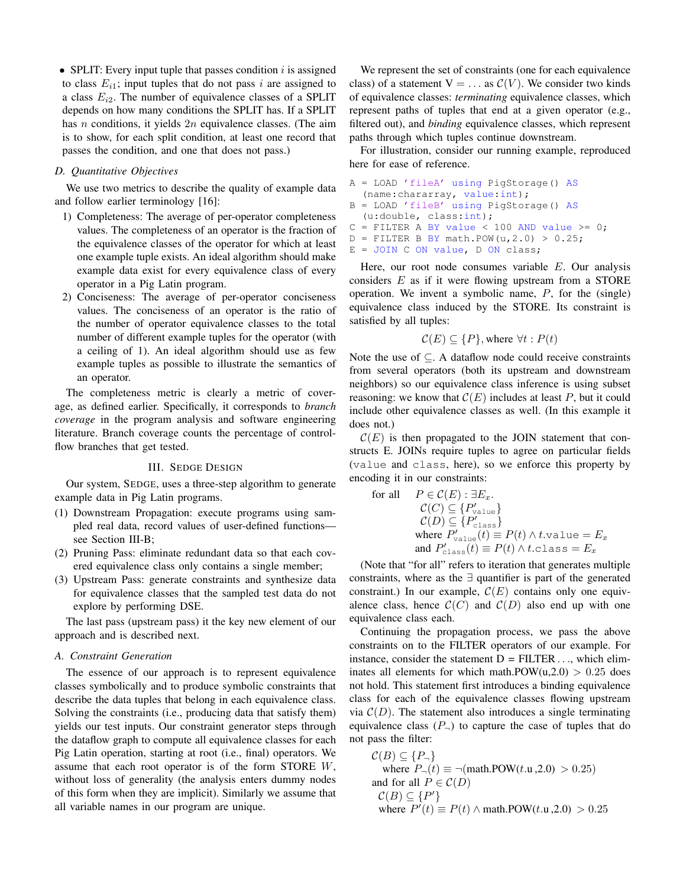- SPLIT: Every input tuple that passes condition $i$ is assigned to class $E_{i1}$; input tuples that do not pass $i$ are assigned to a class $E_{i2}$. The number of equivalence classes of a SPLIT depends on how many conditions the SPLIT has. If a SPLIT has $n$ conditions, it yields $2n$ equivalence classes. (The aim is to show, for each split condition, at least one record that passes the condition, and one that does not pass.)

### D. Quantitative Objectives

We use two metrics to describe the quality of example data and follow earlier terminology [16]:

1) Completeness: The average of per-operator completeness values. The completeness of an operator is the fraction of the equivalence classes of the operator for which at least one example tuple exists. An ideal algorithm should make example data exist for every equivalence class of every operator in a Pig Latin program.
2) Conciseness: The average of per-operator conciseness values. The conciseness of an operator is the ratio of the number of operator equivalence classes to the total number of different example tuples for the operator (with a ceiling of 1). An ideal algorithm should use as few example tuples as possible to illustrate the semantics of an operator.

The completeness metric is clearly a metric of coverage, as defined earlier. Specifically, it corresponds to *branch coverage* in the program analysis and software engineering literature. Branch coverage counts the percentage of control-flow branches that get tested.

## III. SEDGE Design

Our system, SEDGE, uses a three-step algorithm to generate example data in Pig Latin programs.

(1) Downstream Propagation: execute programs using sampled real data, record values of user-defined functions—see Section III-B;
(2) Pruning Pass: eliminate redundant data so that each covered equivalence class only contains a single member;
(3) Upstream Pass: generate constraints and synthesize data for equivalence classes that the sampled test data do not explore by performing DSE.

The last pass (upstream pass) it the key new element of our approach and is described next.

### A. Constraint Generation

The essence of our approach is to represent equivalence classes symbolically and to produce symbolic constraints that describe the data tuples that belong in each equivalence class. Solving the constraints (i.e., producing data that satisfy them) yields our test inputs. Our constraint generator steps through the dataflow graph to compute all equivalence classes for each Pig Latin operation, starting at root (i.e., final) operators. We assume that each root operator is of the form STORE $W$, without loss of generality (the analysis enters dummy nodes of this form when they are implicit). Similarly we assume that all variable names in our program are unique.

We represent the set of constraints (one for each equivalence class) of a statement V = ... as $\mathcal{C}(V)$. We consider two kinds of equivalence classes: *terminating* equivalence classes, which represent paths of tuples that end at a given operator (e.g., filtered out), and *binding* equivalence classes, which represent paths through which tuples continue downstream.

For illustration, consider our running example, reproduced here for ease of reference.

```
A = LOAD 'fileA' using PigStorage() AS
  (name:chararray, value:int);
B = LOAD 'fileB' using PigStorage() AS
  (u:double, class:int);
C = FILTER A BY value < 100 AND value >= 0;
D = FILTER B BY math.POW(u,2.0) > 0.25;
E = JOIN C ON value, D ON class;
```

Here, our root node consumes variable $E$. Our analysis considers $E$ as if it were flowing upstream from a STORE operation. We invent a symbolic name, $P$, for the (single) equivalence class induced by the STORE. Its constraint is satisfied by all tuples:

$$\mathcal{C}(E) \subseteq \{P\}, \text{where } \forall t : P(t)$$

Note the use of $\subseteq$. A dataflow node could receive constraints from several operators (both its upstream and downstream neighbors) so our equivalence class inference is using subset reasoning: we know that $\mathcal{C}(E)$ includes at least $P$, but it could include other equivalence classes as well. (In this example it does not.)

$\mathcal{C}(E)$ is then propagated to the JOIN statement that constructs E. JOINs require tuples to agree on particular fields (`value` and `class`, here), so we enforce this property by encoding it in our constraints:

$$\begin{aligned}
\text{for all} \quad & P \in \mathcal{C}(E) : \exists E_x. \\
& \mathcal{C}(C) \subseteq \{P'_{\texttt{value}}\} \\
& \mathcal{C}(D) \subseteq \{P'_{\texttt{class}}\} \\
& \text{where } P'_{\texttt{value}}(t) \equiv P(t) \wedge t.\texttt{value} = E_x \\
& \text{and } P'_{\texttt{class}}(t) \equiv P(t) \wedge t.\texttt{class} = E_x
\end{aligned}$$

(Note that "for all" refers to iteration that generates multiple constraints, where as the $\exists$ quantifier is part of the generated constraint.) In our example, $\mathcal{C}(E)$ contains only one equivalence class, hence $\mathcal{C}(C)$ and $\mathcal{C}(D)$ also end up with one equivalence class each.

Continuing the propagation process, we pass the above constraints on to the FILTER operators of our example. For instance, consider the statement D = FILTER ..., which eliminates all elements for which math.POW(u,2.0) $> 0.25$ does not hold. This statement first introduces a binding equivalence class for each of the equivalence classes flowing upstream via $\mathcal{C}(D)$. The statement also introduces a single terminating equivalence class ($P_{\neg}$) to capture the case of tuples that do not pass the filter:

$$\begin{aligned}
& \mathcal{C}(B) \subseteq \{P_{\neg}\} \\
& \quad \text{where } P_{\neg}(t) \equiv \neg(\text{math.POW}(t.\text{u},2.0) > 0.25) \\
& \text{and for all } P \in \mathcal{C}(D) \\
& \quad \mathcal{C}(B) \subseteq \{P'\} \\
& \quad \text{where } P'(t) \equiv P(t) \wedge \text{math.POW}(t.\text{u},2.0) > 0.25
\end{aligned}$$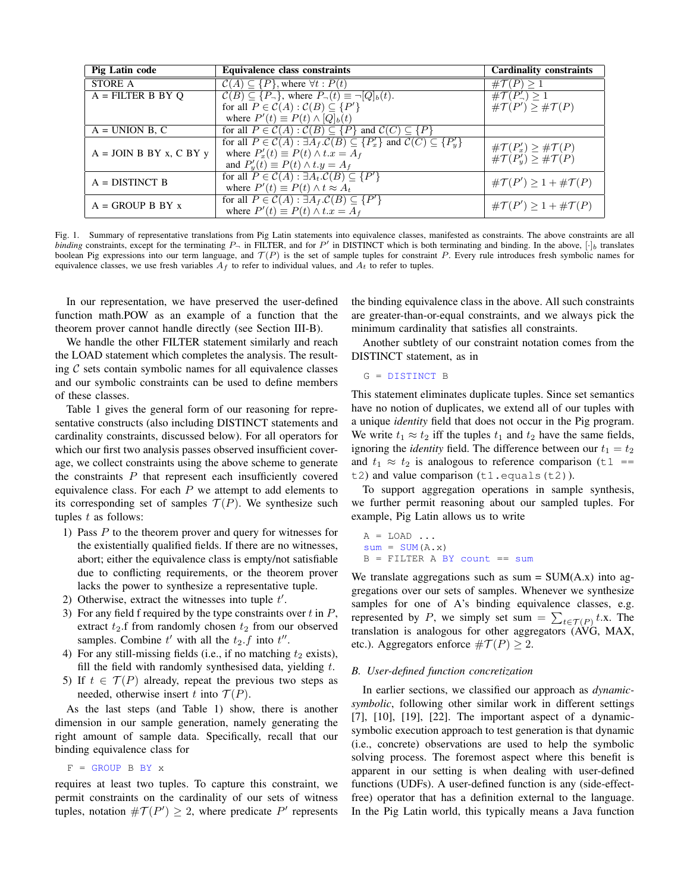| Pig Latin code | Equivalence class constraints | Cardinality constraints |
|---|---|---|
| STORE A | $\mathcal{C}(A) \subseteq \{P\}$, where $\forall t : P(t)$ | $\#\mathcal{T}(P) \geq 1$ |
| A = FILTER B BY Q | $\mathcal{C}(B) \subseteq \{P_\neg\}$, where $P_\neg(t) \equiv \neg[Q]_b(t)$. for all $P \in \mathcal{C}(A) : \mathcal{C}(B) \subseteq \{P'\}$ where $P'(t) \equiv P(t) \wedge [Q]_b(t)$ | $\#\mathcal{T}(P'_\neg) \geq 1$ $\#\mathcal{T}(P') \geq \#\mathcal{T}(P)$ |
| A = UNION B, C | for all $P \in \mathcal{C}(A) : \mathcal{C}(B) \subseteq \{P\}$ and $\mathcal{C}(C) \subseteq \{P\}$ | |
| A = JOIN B BY x, C BY y | for all $P \in \mathcal{C}(A) : \exists A_f.\mathcal{C}(B) \subseteq \{P'_x\}$ and $\mathcal{C}(C) \subseteq \{P'_y\}$ where $P'_x(t) \equiv P(t) \wedge t.x = A_f$ and $P'_y(t) \equiv P(t) \wedge t.y = A_f$ | $\#\mathcal{T}(P'_x) \geq \#\mathcal{T}(P)$ $\#\mathcal{T}(P'_y) \geq \#\mathcal{T}(P)$ |
| A = DISTINCT B | for all $P \in \mathcal{C}(A) : \exists A_t.\mathcal{C}(B) \subseteq \{P'\}$ where $P'(t) \equiv P(t) \wedge t \approx A_t$ | $\#\mathcal{T}(P') \geq 1 + \#\mathcal{T}(P)$ |
| A = GROUP B BY x | for all $P \in \mathcal{C}(A) : \exists A_f.\mathcal{C}(B) \subseteq \{P'\}$ where $P'(t) \equiv P(t) \wedge t.x = A_f$ | $\#\mathcal{T}(P') \geq 1 + \#\mathcal{T}(P)$ |

Fig. 1. Summary of representative translations from Pig Latin statements into equivalence classes, manifested as constraints. The above constraints are all *binding* constraints, except for the terminating $P_\neg$ in FILTER, and for $P'$ in DISTINCT which is both terminating and binding. In the above, $[\cdot]_b$ translates boolean Pig expressions into our term language, and $\mathcal{T}(P)$ is the set of sample tuples for constraint $P$. Every rule introduces fresh symbolic names for equivalence classes, we use fresh variables $A_f$ to refer to individual values, and $A_t$ to refer to tuples.

In our representation, we have preserved the user-defined function math.POW as an example of a function that the theorem prover cannot handle directly (see Section III-B).

We handle the other FILTER statement similarly and reach the LOAD statement which completes the analysis. The resulting $\mathcal{C}$ sets contain symbolic names for all equivalence classes and our symbolic constraints can be used to define members of these classes.

Table 1 gives the general form of our reasoning for representative constructs (also including DISTINCT statements and cardinality constraints, discussed below). For all operators for which our first two analysis passes observed insufficient coverage, we collect constraints using the above scheme to generate the constraints $P$ that represent each insufficiently covered equivalence class. For each $P$ we attempt to add elements to its corresponding set of samples $\mathcal{T}(P)$. We synthesize such tuples $t$ as follows:

1) Pass $P$ to the theorem prover and query for witnesses for the existentially qualified fields. If there are no witnesses, abort; either the equivalence class is empty/not satisfiable due to conflicting requirements, or the theorem prover lacks the power to synthesize a representative tuple.
2) Otherwise, extract the witnesses into tuple $t'$.
3) For any field f required by the type constraints over $t$ in $P$, extract $t_2$.f from randomly chosen $t_2$ from our observed samples. Combine $t'$ with all the $t_2.f$ into $t''$.
4) For any still-missing fields (i.e., if no matching $t_2$ exists), fill the field with randomly synthesised data, yielding $t$.
5) If $t \in \mathcal{T}(P)$ already, repeat the previous two steps as needed, otherwise insert $t$ into $\mathcal{T}(P)$.

As the last steps (and Table 1) show, there is another dimension in our sample generation, namely generating the right amount of sample data. Specifically, recall that our binding equivalence class for

```
F = GROUP B BY x
```

requires at least two tuples. To capture this constraint, we permit constraints on the cardinality of our sets of witness tuples, notation $\#\mathcal{T}(P') \geq 2$, where predicate $P'$ represents the binding equivalence class in the above. All such constraints are greater-than-or-equal constraints, and we always pick the minimum cardinality that satisfies all constraints.

Another subtlety of our constraint notation comes from the DISTINCT statement, as in

```
G = DISTINCT B
```

This statement eliminates duplicate tuples. Since set semantics have no notion of duplicates, we extend all of our tuples with a unique *identity* field that does not occur in the Pig program. We write $t_1 \approx t_2$ iff the tuples $t_1$ and $t_2$ have the same fields, ignoring the *identity* field. The difference between our $t_1 = t_2$ and $t_1 \approx t_2$ is analogous to reference comparison (`t1 == t2`) and value comparison (`t1.equals(t2)`).

To support aggregation operations in sample synthesis, we further permit reasoning about our sampled tuples. For example, Pig Latin allows us to write

```
A = LOAD ...
sum = SUM(A.x)
B = FILTER A BY count == sum
```

We translate aggregations such as sum = SUM(A.x) into aggregations over our sets of samples. Whenever we synthesize samples for one of A's binding equivalence classes, e.g. represented by $P$, we simply set sum $= \sum_{t \in \mathcal{T}(P)} t.\text{x}$. The translation is analogous for other aggregators (AVG, MAX, etc.). Aggregators enforce $\#\mathcal{T}(P) \geq 2$.

### B. User-defined function concretization

In earlier sections, we classified our approach as *dynamic-symbolic*, following other similar work in different settings [7], [10], [19], [22]. The important aspect of a dynamic-symbolic execution approach to test generation is that dynamic (i.e., concrete) observations are used to help the symbolic solving process. The foremost aspect where this benefit is apparent in our setting is when dealing with user-defined functions (UDFs). A user-defined function is any (side-effect-free) operator that has a definition external to the language. In the Pig Latin world, this typically means a Java function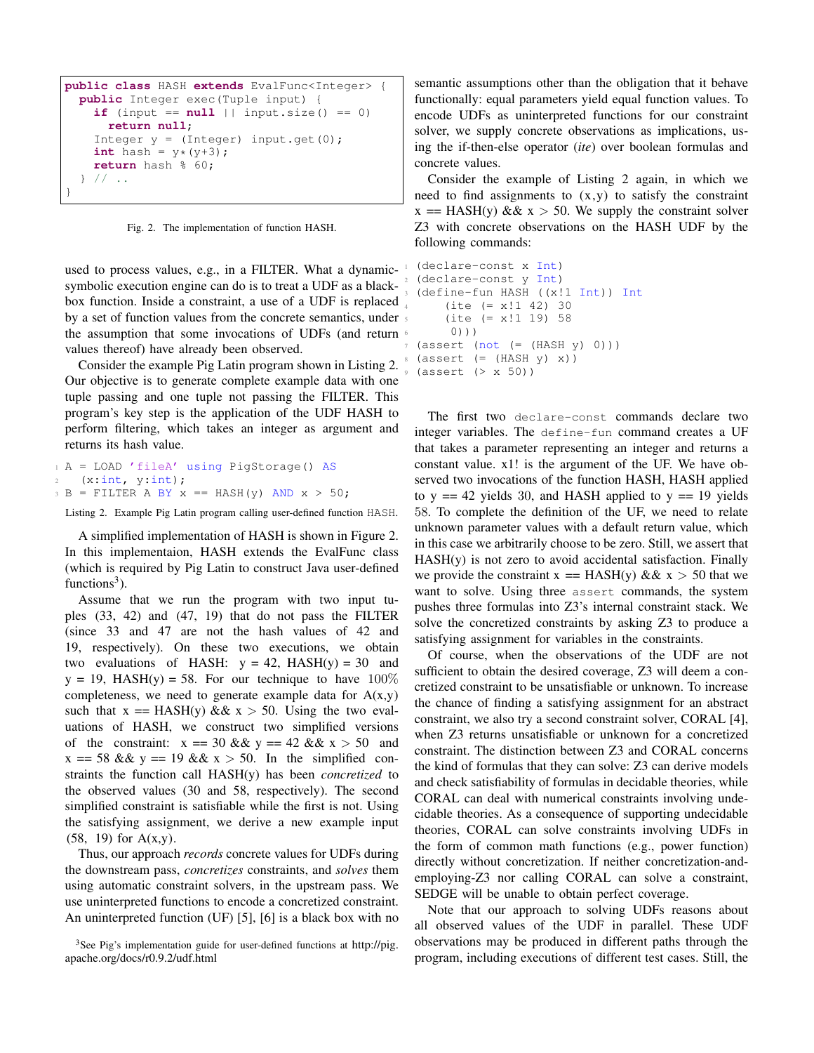```
public class HASH extends EvalFunc<Integer> {
  public Integer exec(Tuple input) {
    if (input == null || input.size() == 0)
      return null;
    Integer y = (Integer) input.get(0);
    int hash = y*(y+3);
    return hash % 60;
  } // ..
}
```

Fig. 2. The implementation of function HASH.

used to process values, e.g., in a FILTER. What a dynamic-symbolic execution engine can do is to treat a UDF as a black-box function. Inside a constraint, a use of a UDF is replaced by a set of function values from the concrete semantics, under the assumption that some invocations of UDFs (and return values thereof) have already been observed.

Consider the example Pig Latin program shown in Listing 2. Our objective is to generate complete example data with one tuple passing and one tuple not passing the FILTER. This program's key step is the application of the UDF HASH to perform filtering, which takes an integer as argument and returns its hash value.

```
A = LOAD 'fileA' using PigStorage() AS
  (x:int, y:int);
B = FILTER A BY x == HASH(y) AND x > 50;
```

Listing 2. Example Pig Latin program calling user-defined function HASH.

A simplified implementation of HASH is shown in Figure 2. In this implementaion, HASH extends the EvalFunc class (which is required by Pig Latin to construct Java user-defined functions[3]).

Assume that we run the program with two input tuples (33, 42) and (47, 19) that do not pass the FILTER (since 33 and 47 are not the hash values of 42 and 19, respectively). On these two executions, we obtain two evaluations of HASH: y = 42, HASH(y) = 30 and y = 19, HASH(y) = 58. For our technique to have 100% completeness, we need to generate example data for A(x,y) such that x == HASH(y) && x > 50. Using the two evaluations of HASH, we construct two simplified versions of the constraint: x == 30 && y == 42 && x > 50 and x == 58 && y == 19 && x > 50. In the simplified constraints the function call HASH(y) has been *concretized* to the observed values (30 and 58, respectively). The second simplified constraint is satisfiable while the first is not. Using the satisfying assignment, we derive a new example input (58, 19) for A(x,y).

Thus, our approach *records* concrete values for UDFs during the downstream pass, *concretizes* constraints, and *solves* them using automatic constraint solvers, in the upstream pass. We use uninterpreted functions to encode a concretized constraint. An uninterpreted function (UF) [5], [6] is a black box with no semantic assumptions other than the obligation that it behave functionally: equal parameters yield equal function values. To encode UDFs as uninterpreted functions for our constraint solver, we supply concrete observations as implications, using the if-then-else operator (*ite*) over boolean formulas and concrete values.

Consider the example of Listing 2 again, in which we need to find assignments to (x,y) to satisfy the constraint x == HASH(y) && x > 50. We supply the constraint solver Z3 with concrete observations on the HASH UDF by the following commands:

```
(declare-const x Int)
(declare-const y Int)
(define-fun HASH ((x!1 Int)) Int
    (ite (= x!1 42) 30
    (ite (= x!1 19) 58
     0)))
(assert (not (= (HASH y) 0)))
(assert (= (HASH y) x))
(assert (> x 50))
```

The first two `declare-const` commands declare two integer variables. The `define-fun` command creates a UF that takes a parameter representing an integer and returns a constant value. x1! is the argument of the UF. We have observed two invocations of the function HASH, HASH applied to y == 42 yields 30, and HASH applied to y == 19 yields 58. To complete the definition of the UF, we need to relate unknown parameter values with a default return value, which in this case we arbitrarily choose to be zero. Still, we assert that HASH(y) is not zero to avoid accidental satisfaction. Finally we provide the constraint x == HASH(y) && x > 50 that we want to solve. Using three `assert` commands, the system pushes three formulas into Z3's internal constraint stack. We solve the concretized constraints by asking Z3 to produce a satisfying assignment for variables in the constraints.

Of course, when the observations of the UDF are not sufficient to obtain the desired coverage, Z3 will deem a concretized constraint to be unsatisfiable or unknown. To increase the chance of finding a satisfying assignment for an abstract constraint, we also try a second constraint solver, CORAL [4], when Z3 returns unsatisfiable or unknown for a concretized constraint. The distinction between Z3 and CORAL concerns the kind of formulas that they can solve: Z3 can derive models and check satisfiability of formulas in decidable theories, while CORAL can deal with numerical constraints involving undecidable theories. As a consequence of supporting undecidable theories, CORAL can solve constraints involving UDFs in the form of common math functions (e.g., power function) directly without concretization. If neither concretization-and-employing-Z3 nor calling CORAL can solve a constraint, SEDGE will be unable to obtain perfect coverage.

Note that our approach to solving UDFs reasons about all observed values of the UDF in parallel. These UDF observations may be produced in different paths through the program, including executions of different test cases. Still, the

[3]See Pig's implementation guide for user-defined functions at http://pig.apache.org/docs/r0.9.2/udf.html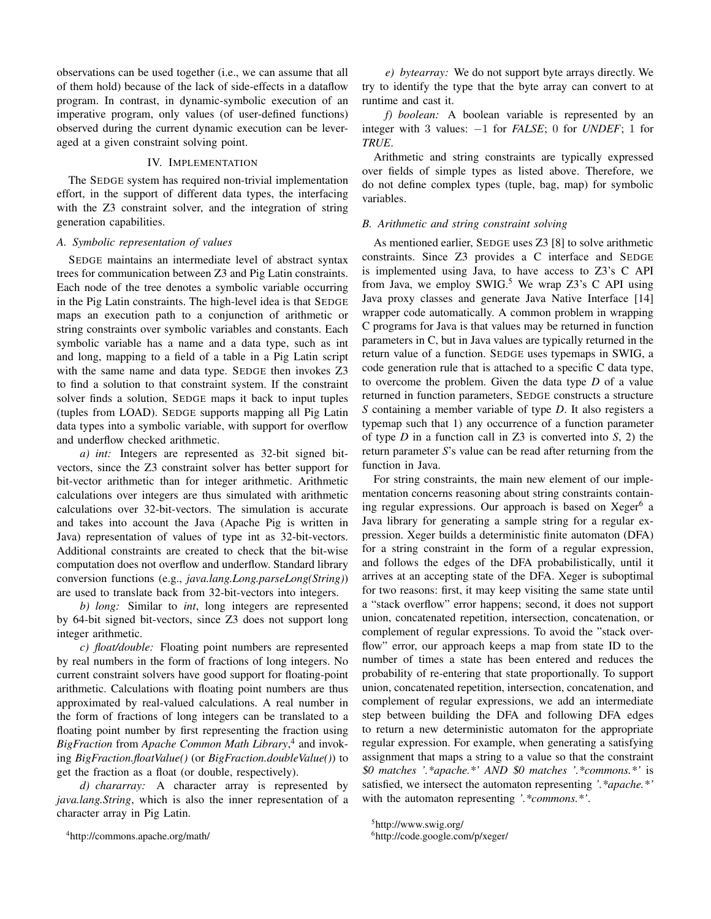observations can be used together (i.e., we can assume that all of them hold) because of the lack of side-effects in a dataflow program. In contrast, in dynamic-symbolic execution of an imperative program, only values (of user-defined functions) observed during the current dynamic execution can be leveraged at a given constraint solving point.

## IV. Implementation

The SEDGE system has required non-trivial implementation effort, in the support of different data types, the interfacing with the Z3 constraint solver, and the integration of string generation capabilities.

### A. Symbolic representation of values

SEDGE maintains an intermediate level of abstract syntax trees for communication between Z3 and Pig Latin constraints. Each node of the tree denotes a symbolic variable occurring in the Pig Latin constraints. The high-level idea is that SEDGE maps an execution path to a conjunction of arithmetic or string constraints over symbolic variables and constants. Each symbolic variable has a name and a data type, such as int and long, mapping to a field of a table in a Pig Latin script with the same name and data type. SEDGE then invokes Z3 to find a solution to that constraint system. If the constraint solver finds a solution, SEDGE maps it back to input tuples (tuples from LOAD). SEDGE supports mapping all Pig Latin data types into a symbolic variable, with support for overflow and underflow checked arithmetic.

*a) int:* Integers are represented as 32-bit signed bit-vectors, since the Z3 constraint solver has better support for bit-vector arithmetic than for integer arithmetic. Arithmetic calculations over integers are thus simulated with arithmetic calculations over 32-bit-vectors. The simulation is accurate and takes into account the Java (Apache Pig is written in Java) representation of values of type int as 32-bit-vectors. Additional constraints are created to check that the bit-wise computation does not overflow and underflow. Standard library conversion functions (e.g., *java.lang.Long.parseLong(String)*) are used to translate back from 32-bit-vectors into integers.

*b) long:* Similar to *int*, long integers are represented by 64-bit signed bit-vectors, since Z3 does not support long integer arithmetic.

*c) float/double:* Floating point numbers are represented by real numbers in the form of fractions of long integers. No current constraint solvers have good support for floating-point arithmetic. Calculations with floating point numbers are thus approximated by real-valued calculations. A real number in the form of fractions of long integers can be translated to a floating point number by first representing the fraction using *BigFraction* from *Apache Common Math Library*,[4] and invoking *BigFraction.floatValue()* (or *BigFraction.doubleValue()*) to get the fraction as a float (or double, respectively).

*d) chararray:* A character array is represented by *java.lang.String*, which is also the inner representation of a character array in Pig Latin.

*e) bytearray:* We do not support byte arrays directly. We try to identify the type that the byte array can convert to at runtime and cast it.

*f) boolean:* A boolean variable is represented by an integer with 3 values: $-1$ for *FALSE*; 0 for *UNDEF*; 1 for *TRUE*.

Arithmetic and string constraints are typically expressed over fields of simple types as listed above. Therefore, we do not define complex types (tuple, bag, map) for symbolic variables.

### B. Arithmetic and string constraint solving

As mentioned earlier, SEDGE uses Z3 [8] to solve arithmetic constraints. Since Z3 provides a C interface and SEDGE is implemented using Java, to have access to Z3's C API from Java, we employ SWIG.[5] We wrap Z3's C API using Java proxy classes and generate Java Native Interface [14] wrapper code automatically. A common problem in wrapping C programs for Java is that values may be returned in function parameters in C, but in Java values are typically returned in the return value of a function. SEDGE uses typemaps in SWIG, a code generation rule that is attached to a specific C data type, to overcome the problem. Given the data type *D* of a value returned in function parameters, SEDGE constructs a structure *S* containing a member variable of type *D*. It also registers a typemap such that 1) any occurrence of a function parameter of type *D* in a function call in Z3 is converted into *S*, 2) the return parameter *S*'s value can be read after returning from the function in Java.

For string constraints, the main new element of our implementation concerns reasoning about string constraints containing regular expressions. Our approach is based on Xeger[6] a Java library for generating a sample string for a regular expression. Xeger builds a deterministic finite automaton (DFA) for a string constraint in the form of a regular expression, and follows the edges of the DFA probabilistically, until it arrives at an accepting state of the DFA. Xeger is suboptimal for two reasons: first, it may keep visiting the same state until a "stack overflow" error happens; second, it does not support union, concatenated repetition, intersection, concatenation, or complement of regular expressions. To avoid the "stack overflow" error, our approach keeps a map from state ID to the number of times a state has been entered and reduces the probability of re-entering that state proportionally. To support union, concatenated repetition, intersection, concatenation, and complement of regular expressions, we add an intermediate step between building the DFA and following DFA edges to return a new deterministic automaton for the appropriate regular expression. For example, when generating a satisfying assignment that maps a string to a value so that the constraint *$0 matches '.*apache.*' AND $0 matches '.*commons.*'* is satisfied, we intersect the automaton representing *'.*apache.*'* with the automaton representing *'.*commons.*'*.

[4] http://commons.apache.org/math/

[5] http://www.swig.org/

[6] http://code.google.com/p/xeger/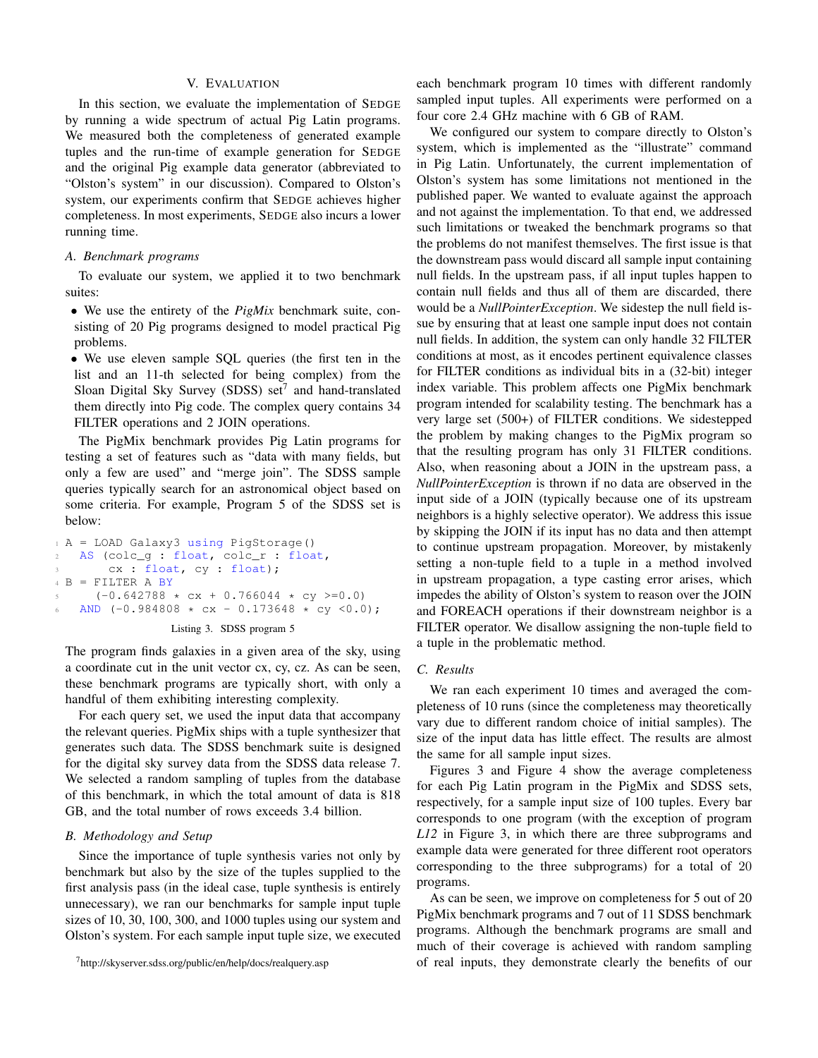## V. Evaluation

In this section, we evaluate the implementation of SEDGE by running a wide spectrum of actual Pig Latin programs. We measured both the completeness of generated example tuples and the run-time of example generation for SEDGE and the original Pig example data generator (abbreviated to "Olston's system" in our discussion). Compared to Olston's system, our experiments confirm that SEDGE achieves higher completeness. In most experiments, SEDGE also incurs a lower running time.

### A. Benchmark programs

To evaluate our system, we applied it to two benchmark suites:

- We use the entirety of the *PigMix* benchmark suite, consisting of 20 Pig programs designed to model practical Pig problems.
- We use eleven sample SQL queries (the first ten in the list and an 11-th selected for being complex) from the Sloan Digital Sky Survey (SDSS) set[7] and hand-translated them directly into Pig code. The complex query contains 34 FILTER operations and 2 JOIN operations.

The PigMix benchmark provides Pig Latin programs for testing a set of features such as "data with many fields, but only a few are used" and "merge join". The SDSS sample queries typically search for an astronomical object based on some criteria. For example, Program 5 of the SDSS set is below:

```
A = LOAD Galaxy3 using PigStorage()
  AS (colc_g : float, colc_r : float,
      cx : float, cy : float);
B = FILTER A BY
    (-0.642788 * cx + 0.766044 * cy >=0.0)
  AND (-0.984808 * cx - 0.173648 * cy <0.0);
```

Listing 3. SDSS program 5

The program finds galaxies in a given area of the sky, using a coordinate cut in the unit vector cx, cy, cz. As can be seen, these benchmark programs are typically short, with only a handful of them exhibiting interesting complexity.

For each query set, we used the input data that accompany the relevant queries. PigMix ships with a tuple synthesizer that generates such data. The SDSS benchmark suite is designed for the digital sky survey data from the SDSS data release 7. We selected a random sampling of tuples from the database of this benchmark, in which the total amount of data is 818 GB, and the total number of rows exceeds 3.4 billion.

### B. Methodology and Setup

Since the importance of tuple synthesis varies not only by benchmark but also by the size of the tuples supplied to the first analysis pass (in the ideal case, tuple synthesis is entirely unnecessary), we ran our benchmarks for sample input tuple sizes of 10, 30, 100, 300, and 1000 tuples using our system and Olston's system. For each sample input tuple size, we executed each benchmark program 10 times with different randomly sampled input tuples. All experiments were performed on a four core 2.4 GHz machine with 6 GB of RAM.

We configured our system to compare directly to Olston's system, which is implemented as the "illustrate" command in Pig Latin. Unfortunately, the current implementation of Olston's system has some limitations not mentioned in the published paper. We wanted to evaluate against the approach and not against the implementation. To that end, we addressed such limitations or tweaked the benchmark programs so that the problems do not manifest themselves. The first issue is that the downstream pass would discard all sample input containing null fields. In the upstream pass, if all input tuples happen to contain null fields and thus all of them are discarded, there would be a *NullPointerException*. We sidestep the null field issue by ensuring that at least one sample input does not contain null fields. In addition, the system can only handle 32 FILTER conditions at most, as it encodes pertinent equivalence classes for FILTER conditions as individual bits in a (32-bit) integer index variable. This problem affects one PigMix benchmark program intended for scalability testing. The benchmark has a very large set (500+) of FILTER conditions. We sidestepped the problem by making changes to the PigMix program so that the resulting program has only 31 FILTER conditions. Also, when reasoning about a JOIN in the upstream pass, a *NullPointerException* is thrown if no data are observed in the input side of a JOIN (typically because one of its upstream neighbors is a highly selective operator). We address this issue by skipping the JOIN if its input has no data and then attempt to continue upstream propagation. Moreover, by mistakenly setting a non-tuple field to a tuple in a method involved in upstream propagation, a type casting error arises, which impedes the ability of Olston's system to reason over the JOIN and FOREACH operations if their downstream neighbor is a FILTER operator. We disallow assigning the non-tuple field to a tuple in the problematic method.

### C. Results

We ran each experiment 10 times and averaged the completeness of 10 runs (since the completeness may theoretically vary due to different random choice of initial samples). The size of the input data has little effect. The results are almost the same for all sample input sizes.

Figures 3 and Figure 4 show the average completeness for each Pig Latin program in the PigMix and SDSS sets, respectively, for a sample input size of 100 tuples. Every bar corresponds to one program (with the exception of program *L12* in Figure 3, in which there are three subprograms and example data were generated for three different root operators corresponding to the three subprograms) for a total of 20 programs.

As can be seen, we improve on completeness for 5 out of 20 PigMix benchmark programs and 7 out of 11 SDSS benchmark programs. Although the benchmark programs are small and much of their coverage is achieved with random sampling of real inputs, they demonstrate clearly the benefits of our

[7]http://skyserver.sdss.org/public/en/help/docs/realquery.asp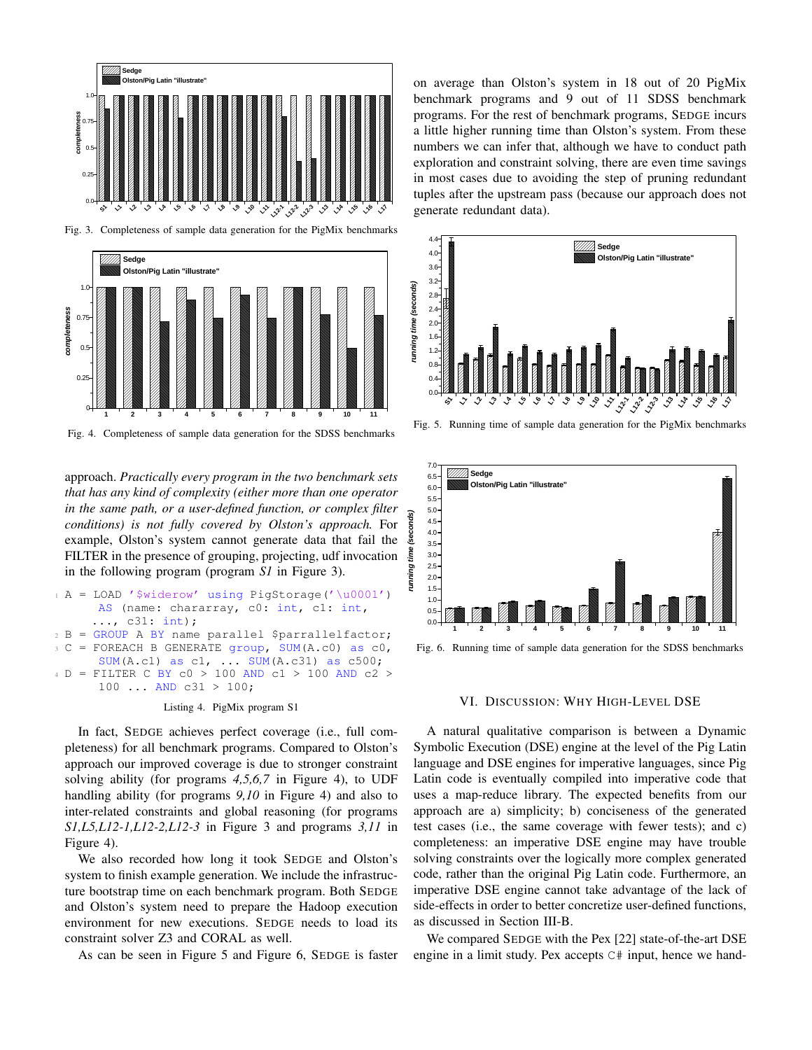Fig. 3. Completeness of sample data generation for the PigMix benchmarks

Fig. 4. Completeness of sample data generation for the SDSS benchmarks

approach. *Practically every program in the two benchmark sets that has any kind of complexity (either more than one operator in the same path, or a user-defined function, or complex filter conditions) is not fully covered by Olston's approach.* For example, Olston's system cannot generate data that fail the FILTER in the presence of grouping, projecting, udf invocation in the following program (program *S1* in Figure 3).

```
1 A = LOAD '$widerow' using PigStorage('\u0001')
      AS (name: chararray, c0: int, c1: int,
      ..., c31: int);
2 B = GROUP A BY name parallel $parrallelfactor;
3 C = FOREACH B GENERATE group, SUM(A.c0) as c0,
      SUM(A.c1) as c1, ... SUM(A.c31) as c500;
4 D = FILTER C BY c0 > 100 AND c1 > 100 AND c2 >
      100 ... AND c31 > 100;
```

Listing 4. PigMix program S1

In fact, SEDGE achieves perfect coverage (i.e., full completeness) for all benchmark programs. Compared to Olston's approach our improved coverage is due to stronger constraint solving ability (for programs *4,5,6,7* in Figure 4), to UDF handling ability (for programs *9,10* in Figure 4) and also to inter-related constraints and global reasoning (for programs *S1,L5,L12-1,L12-2,L12-3* in Figure 3 and programs *3,11* in Figure 4).

We also recorded how long it took SEDGE and Olston's system to finish example generation. We include the infrastructure bootstrap time on each benchmark program. Both SEDGE and Olston's system need to prepare the Hadoop execution environment for new executions. SEDGE needs to load its constraint solver Z3 and CORAL as well.

As can be seen in Figure 5 and Figure 6, SEDGE is faster on average than Olston's system in 18 out of 20 PigMix benchmark programs and 9 out of 11 SDSS benchmark programs. For the rest of benchmark programs, SEDGE incurs a little higher running time than Olston's system. From these numbers we can infer that, although we have to conduct path exploration and constraint solving, there are even time savings in most cases due to avoiding the step of pruning redundant tuples after the upstream pass (because our approach does not generate redundant data).

Fig. 5. Running time of sample data generation for the PigMix benchmarks

Fig. 6. Running time of sample data generation for the SDSS benchmarks

## VI. DISCUSSION: WHY HIGH-LEVEL DSE

A natural qualitative comparison is between a Dynamic Symbolic Execution (DSE) engine at the level of the Pig Latin language and DSE engines for imperative languages, since Pig Latin code is eventually compiled into imperative code that uses a map-reduce library. The expected benefits from our approach are a) simplicity; b) conciseness of the generated test cases (i.e., the same coverage with fewer tests); and c) completeness: an imperative DSE engine may have trouble solving constraints over the logically more complex generated code, rather than the original Pig Latin code. Furthermore, an imperative DSE engine cannot take advantage of the lack of side-effects in order to better concretize user-defined functions, as discussed in Section III-B.

We compared SEDGE with the Pex [22] state-of-the-art DSE engine in a limit study. Pex accepts C# input, hence we hand-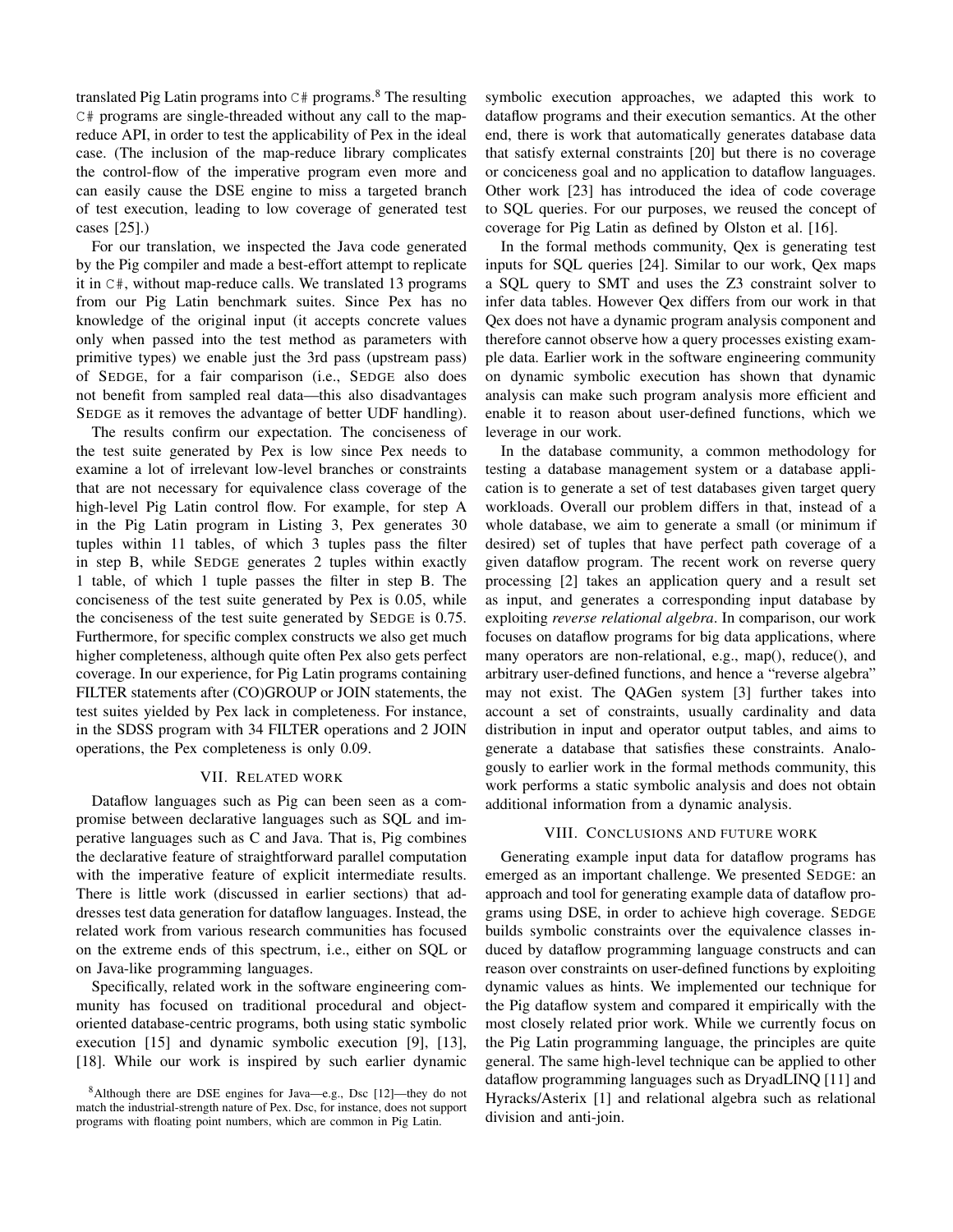translated Pig Latin programs into C# programs.[8] The resulting C# programs are single-threaded without any call to the map-reduce API, in order to test the applicability of Pex in the ideal case. (The inclusion of the map-reduce library complicates the control-flow of the imperative program even more and can easily cause the DSE engine to miss a targeted branch of test execution, leading to low coverage of generated test cases [25].)

For our translation, we inspected the Java code generated by the Pig compiler and made a best-effort attempt to replicate it in C#, without map-reduce calls. We translated 13 programs from our Pig Latin benchmark suites. Since Pex has no knowledge of the original input (it accepts concrete values only when passed into the test method as parameters with primitive types) we enable just the 3rd pass (upstream pass) of SEDGE, for a fair comparison (i.e., SEDGE also does not benefit from sampled real data—this also disadvantages SEDGE as it removes the advantage of better UDF handling).

The results confirm our expectation. The conciseness of the test suite generated by Pex is low since Pex needs to examine a lot of irrelevant low-level branches or constraints that are not necessary for equivalence class coverage of the high-level Pig Latin control flow. For example, for step A in the Pig Latin program in Listing 3, Pex generates 30 tuples within 11 tables, of which 3 tuples pass the filter in step B, while SEDGE generates 2 tuples within exactly 1 table, of which 1 tuple passes the filter in step B. The conciseness of the test suite generated by Pex is 0.05, while the conciseness of the test suite generated by SEDGE is 0.75. Furthermore, for specific complex constructs we also get much higher completeness, although quite often Pex also gets perfect coverage. In our experience, for Pig Latin programs containing FILTER statements after (CO)GROUP or JOIN statements, the test suites yielded by Pex lack in completeness. For instance, in the SDSS program with 34 FILTER operations and 2 JOIN operations, the Pex completeness is only 0.09.

## VII. Related work

Dataflow languages such as Pig can been seen as a compromise between declarative languages such as SQL and imperative languages such as C and Java. That is, Pig combines the declarative feature of straightforward parallel computation with the imperative feature of explicit intermediate results. There is little work (discussed in earlier sections) that addresses test data generation for dataflow languages. Instead, the related work from various research communities has focused on the extreme ends of this spectrum, i.e., either on SQL or on Java-like programming languages.

Specifically, related work in the software engineering community has focused on traditional procedural and object-oriented database-centric programs, both using static symbolic execution [15] and dynamic symbolic execution [9], [13], [18]. While our work is inspired by such earlier dynamic symbolic execution approaches, we adapted this work to dataflow programs and their execution semantics. At the other end, there is work that automatically generates database data that satisfy external constraints [20] but there is no coverage or conciseness goal and no application to dataflow languages. Other work [23] has introduced the idea of code coverage to SQL queries. For our purposes, we reused the concept of coverage for Pig Latin as defined by Olston et al. [16].

In the formal methods community, Qex is generating test inputs for SQL queries [24]. Similar to our work, Qex maps a SQL query to SMT and uses the Z3 constraint solver to infer data tables. However Qex differs from our work in that Qex does not have a dynamic program analysis component and therefore cannot observe how a query processes existing example data. Earlier work in the software engineering community on dynamic symbolic execution has shown that dynamic analysis can make such program analysis more efficient and enable it to reason about user-defined functions, which we leverage in our work.

In the database community, a common methodology for testing a database management system or a database application is to generate a set of test databases given target query workloads. Overall our problem differs in that, instead of a whole database, we aim to generate a small (or minimum if desired) set of tuples that have perfect path coverage of a given dataflow program. The recent work on reverse query processing [2] takes an application query and a result set as input, and generates a corresponding input database by exploiting *reverse relational algebra*. In comparison, our work focuses on dataflow programs for big data applications, where many operators are non-relational, e.g., map(), reduce(), and arbitrary user-defined functions, and hence a "reverse algebra" may not exist. The QAGen system [3] further takes into account a set of constraints, usually cardinality and data distribution in input and operator output tables, and aims to generate a database that satisfies these constraints. Analogously to earlier work in the formal methods community, this work performs a static symbolic analysis and does not obtain additional information from a dynamic analysis.

## VIII. Conclusions and future work

Generating example input data for dataflow programs has emerged as an important challenge. We presented SEDGE: an approach and tool for generating example data of dataflow programs using DSE, in order to achieve high coverage. SEDGE builds symbolic constraints over the equivalence classes induced by dataflow programming language constructs and can reason over constraints on user-defined functions by exploiting dynamic values as hints. We implemented our technique for the Pig dataflow system and compared it empirically with the most closely related prior work. While we currently focus on the Pig Latin programming language, the principles are quite general. The same high-level technique can be applied to other dataflow programming languages such as DryadLINQ [11] and Hyracks/Asterix [1] and relational algebra such as relational division and anti-join.

[8] Although there are DSE engines for Java—e.g., Dsc [12]—they do not match the industrial-strength nature of Pex. Dsc, for instance, does not support programs with floating point numbers, which are common in Pig Latin.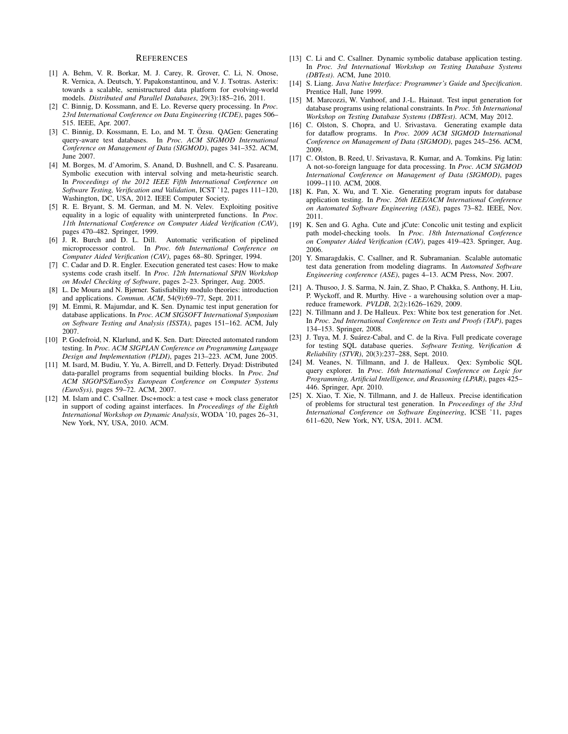# References

[1] A. Behm, V. R. Borkar, M. J. Carey, R. Grover, C. Li, N. Onose, R. Vernica, A. Deutsch, Y. Papakonstantinou, and V. J. Tsotras. Asterix: towards a scalable, semistructured data platform for evolving-world models. *Distributed and Parallel Databases*, 29(3):185–216, 2011.

[2] C. Binnig, D. Kossmann, and E. Lo. Reverse query processing. In *Proc. 23rd International Conference on Data Engineering (ICDE)*, pages 506–515. IEEE, Apr. 2007.

[3] C. Binnig, D. Kossmann, E. Lo, and M. T. Özsu. QAGen: Generating query-aware test databases. In *Proc. ACM SIGMOD International Conference on Management of Data (SIGMOD)*, pages 341–352. ACM, June 2007.

[4] M. Borges, M. d'Amorim, S. Anand, D. Bushnell, and C. S. Pasareanu. Symbolic execution with interval solving and meta-heuristic search. In *Proceedings of the 2012 IEEE Fifth International Conference on Software Testing, Verification and Validation*, ICST '12, pages 111–120, Washington, DC, USA, 2012. IEEE Computer Society.

[5] R. E. Bryant, S. M. German, and M. N. Velev. Exploiting positive equality in a logic of equality with uninterpreted functions. In *Proc. 11th International Conference on Computer Aided Verification (CAV)*, pages 470–482. Springer, 1999.

[6] J. R. Burch and D. L. Dill. Automatic verification of pipelined microprocessor control. In *Proc. 6th International Conference on Computer Aided Verification (CAV)*, pages 68–80. Springer, 1994.

[7] C. Cadar and D. R. Engler. Execution generated test cases: How to make systems code crash itself. In *Proc. 12th International SPIN Workshop on Model Checking of Software*, pages 2–23. Springer, Aug. 2005.

[8] L. De Moura and N. Bjørner. Satisfiability modulo theories: introduction and applications. *Commun. ACM*, 54(9):69–77, Sept. 2011.

[9] M. Emmi, R. Majumdar, and K. Sen. Dynamic test input generation for database applications. In *Proc. ACM SIGSOFT International Symposium on Software Testing and Analysis (ISSTA)*, pages 151–162. ACM, July 2007.

[10] P. Godefroid, N. Klarlund, and K. Sen. Dart: Directed automated random testing. In *Proc. ACM SIGPLAN Conference on Programming Language Design and Implementation (PLDI)*, pages 213–223. ACM, June 2005.

[11] M. Isard, M. Budiu, Y. Yu, A. Birrell, and D. Fetterly. Dryad: Distributed data-parallel programs from sequential building blocks. In *Proc. 2nd ACM SIGOPS/EuroSys European Conference on Computer Systems (EuroSys)*, pages 59–72. ACM, 2007.

[12] M. Islam and C. Csallner. Dsc+mock: a test case + mock class generator in support of coding against interfaces. In *Proceedings of the Eighth International Workshop on Dynamic Analysis*, WODA '10, pages 26–31, New York, NY, USA, 2010. ACM.

[13] C. Li and C. Csallner. Dynamic symbolic database application testing. In *Proc. 3rd International Workshop on Testing Database Systems (DBTest)*. ACM, June 2010.

[14] S. Liang. *Java Native Interface: Programmer's Guide and Specification*. Prentice Hall, June 1999.

[15] M. Marcozzi, W. Vanhoof, and J.-L. Hainaut. Test input generation for database programs using relational constraints. In *Proc. 5th International Workshop on Testing Database Systems (DBTest)*. ACM, May 2012.

[16] C. Olston, S. Chopra, and U. Srivastava. Generating example data for dataflow programs. In *Proc. 2009 ACM SIGMOD International Conference on Management of Data (SIGMOD)*, pages 245–256. ACM, 2009.

[17] C. Olston, B. Reed, U. Srivastava, R. Kumar, and A. Tomkins. Pig latin: A not-so-foreign language for data processing. In *Proc. ACM SIGMOD International Conference on Management of Data (SIGMOD)*, pages 1099–1110. ACM, 2008.

[18] K. Pan, X. Wu, and T. Xie. Generating program inputs for database application testing. In *Proc. 26th IEEE/ACM International Conference on Automated Software Engineering (ASE)*, pages 73–82. IEEE, Nov. 2011.

[19] K. Sen and G. Agha. Cute and jCute: Concolic unit testing and explicit path model-checking tools. In *Proc. 18th International Conference on Computer Aided Verification (CAV)*, pages 419–423. Springer, Aug. 2006.

[20] Y. Smaragdakis, C. Csallner, and R. Subramanian. Scalable automatic test data generation from modeling diagrams. In *Automated Software Engineering conference (ASE)*, pages 4–13. ACM Press, Nov. 2007.

[21] A. Thusoo, J. S. Sarma, N. Jain, Z. Shao, P. Chakka, S. Anthony, H. Liu, P. Wyckoff, and R. Murthy. Hive - a warehousing solution over a map-reduce framework. *PVLDB*, 2(2):1626–1629, 2009.

[22] N. Tillmann and J. De Halleux. Pex: White box test generation for .Net. In *Proc. 2nd International Conference on Tests and Proofs (TAP)*, pages 134–153. Springer, 2008.

[23] J. Tuya, M. J. Suárez-Cabal, and C. de la Riva. Full predicate coverage for testing SQL database queries. *Software Testing, Verification & Reliability (STVR)*, 20(3):237–288, Sept. 2010.

[24] M. Veanes, N. Tillmann, and J. de Halleux. Qex: Symbolic SQL query explorer. In *Proc. 16th International Conference on Logic for Programming, Artificial Intelligence, and Reasoning (LPAR)*, pages 425–446. Springer, Apr. 2010.

[25] X. Xiao, T. Xie, N. Tillmann, and J. de Halleux. Precise identification of problems for structural test generation. In *Proceedings of the 33rd International Conference on Software Engineering*, ICSE '11, pages 611–620, New York, NY, USA, 2011. ACM.